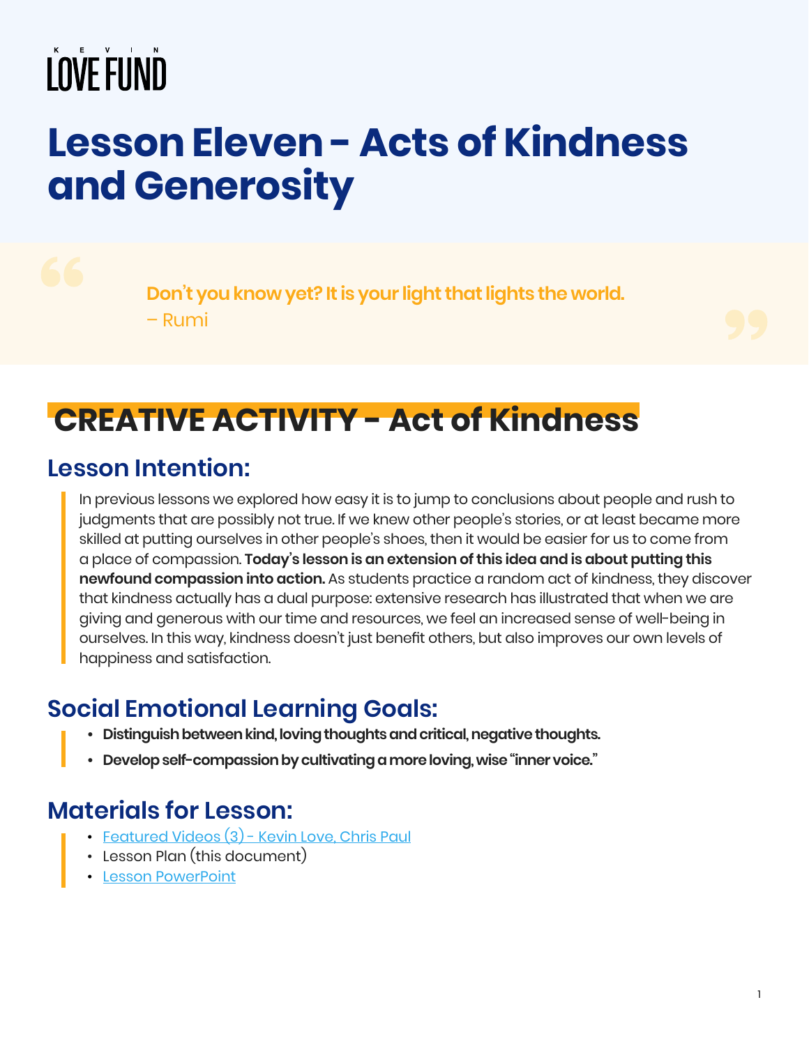KEVIN LOVE FUND

# Lesson Eleven - Acts of Kindness and Generosity

> **Don't you know yet? It is your light that lights the world.**
> – Rumi

## CREATIVE ACTIVITY - Act of Kindness

### Lesson Intention:

In previous lessons we explored how easy it is to jump to conclusions about people and rush to judgments that are possibly not true. If we knew other people's stories, or at least became more skilled at putting ourselves in other people's shoes, then it would be easier for us to come from a place of compassion. **Today's lesson is an extension of this idea and is about putting this newfound compassion into action.** As students practice a random act of kindness, they discover that kindness actually has a dual purpose: extensive research has illustrated that when we are giving and generous with our time and resources, we feel an increased sense of well-being in ourselves. In this way, kindness doesn't just benefit others, but also improves our own levels of happiness and satisfaction.

### Social Emotional Learning Goals:

- **Distinguish between kind, loving thoughts and critical, negative thoughts.**
- **Develop self-compassion by cultivating a more loving, wise "inner voice."**

### Materials for Lesson:

- Featured Videos (3) - Kevin Love, Chris Paul
- Lesson Plan (this document)
- Lesson PowerPoint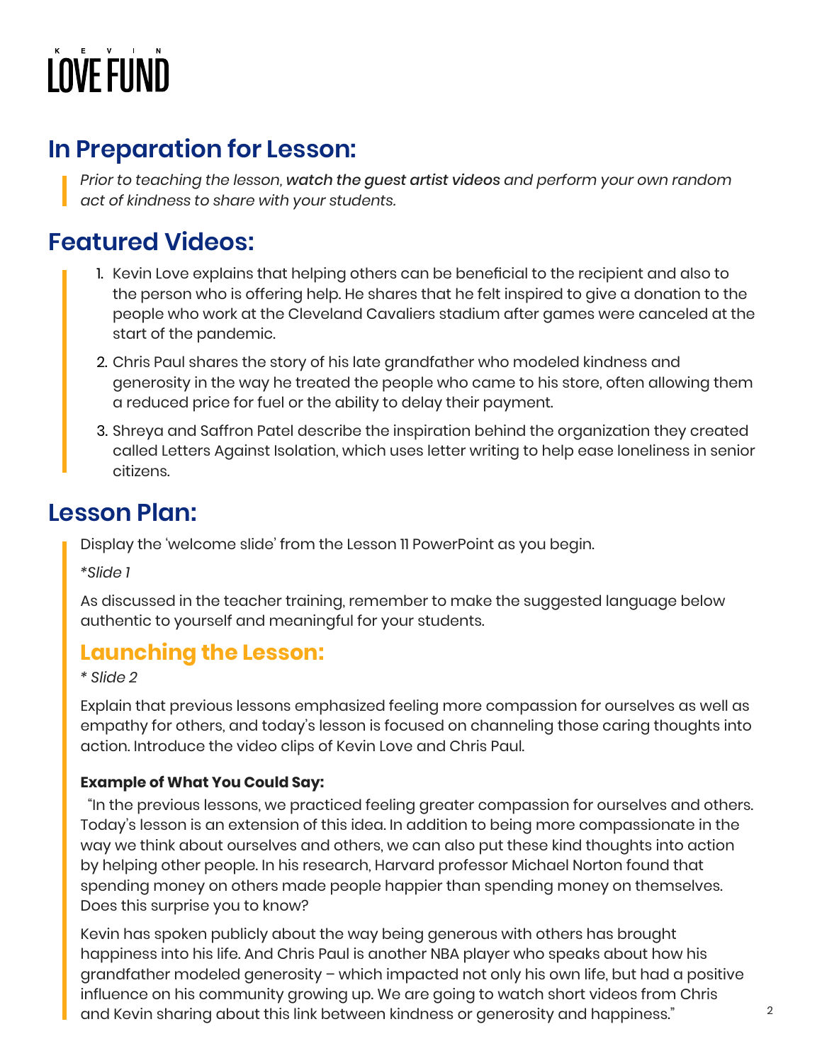## In Preparation for Lesson:

*Prior to teaching the lesson,* ***watch the guest artist videos*** *and perform your own random act of kindness to share with your students.*

## Featured Videos:

1. Kevin Love explains that helping others can be beneficial to the recipient and also to the person who is offering help. He shares that he felt inspired to give a donation to the people who work at the Cleveland Cavaliers stadium after games were canceled at the start of the pandemic.
2. Chris Paul shares the story of his late grandfather who modeled kindness and generosity in the way he treated the people who came to his store, often allowing them a reduced price for fuel or the ability to delay their payment.
3. Shreya and Saffron Patel describe the inspiration behind the organization they created called Letters Against Isolation, which uses letter writing to help ease loneliness in senior citizens.

## Lesson Plan:

Display the 'welcome slide' from the Lesson 11 PowerPoint as you begin.

*\*Slide 1*

As discussed in the teacher training, remember to make the suggested language below authentic to yourself and meaningful for your students.

### Launching the Lesson:

*\* Slide 2*

Explain that previous lessons emphasized feeling more compassion for ourselves as well as empathy for others, and today's lesson is focused on channeling those caring thoughts into action. Introduce the video clips of Kevin Love and Chris Paul.

**Example of What You Could Say:**

"In the previous lessons, we practiced feeling greater compassion for ourselves and others. Today's lesson is an extension of this idea. In addition to being more compassionate in the way we think about ourselves and others, we can also put these kind thoughts into action by helping other people. In his research, Harvard professor Michael Norton found that spending money on others made people happier than spending money on themselves. Does this surprise you to know?

Kevin has spoken publicly about the way being generous with others has brought happiness into his life. And Chris Paul is another NBA player who speaks about how his grandfather modeled generosity – which impacted not only his own life, but had a positive influence on his community growing up. We are going to watch short videos from Chris and Kevin sharing about this link between kindness or generosity and happiness."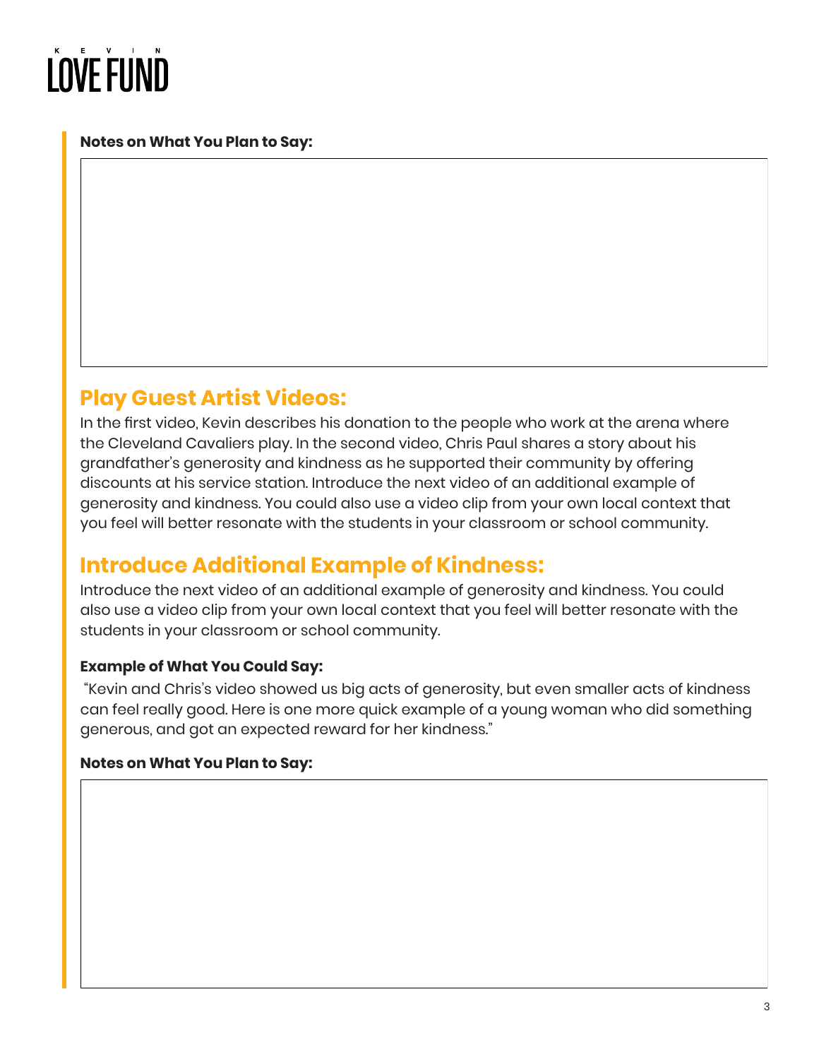**Notes on What You Plan to Say:**

## Play Guest Artist Videos:

In the first video, Kevin describes his donation to the people who work at the arena where the Cleveland Cavaliers play. In the second video, Chris Paul shares a story about his grandfather's generosity and kindness as he supported their community by offering discounts at his service station. Introduce the next video of an additional example of generosity and kindness. You could also use a video clip from your own local context that you feel will better resonate with the students in your classroom or school community.

## Introduce Additional Example of Kindness:

Introduce the next video of an additional example of generosity and kindness. You could also use a video clip from your own local context that you feel will better resonate with the students in your classroom or school community.

**Example of What You Could Say:**

"Kevin and Chris's video showed us big acts of generosity, but even smaller acts of kindness can feel really good. Here is one more quick example of a young woman who did something generous, and got an expected reward for her kindness."

**Notes on What You Plan to Say:**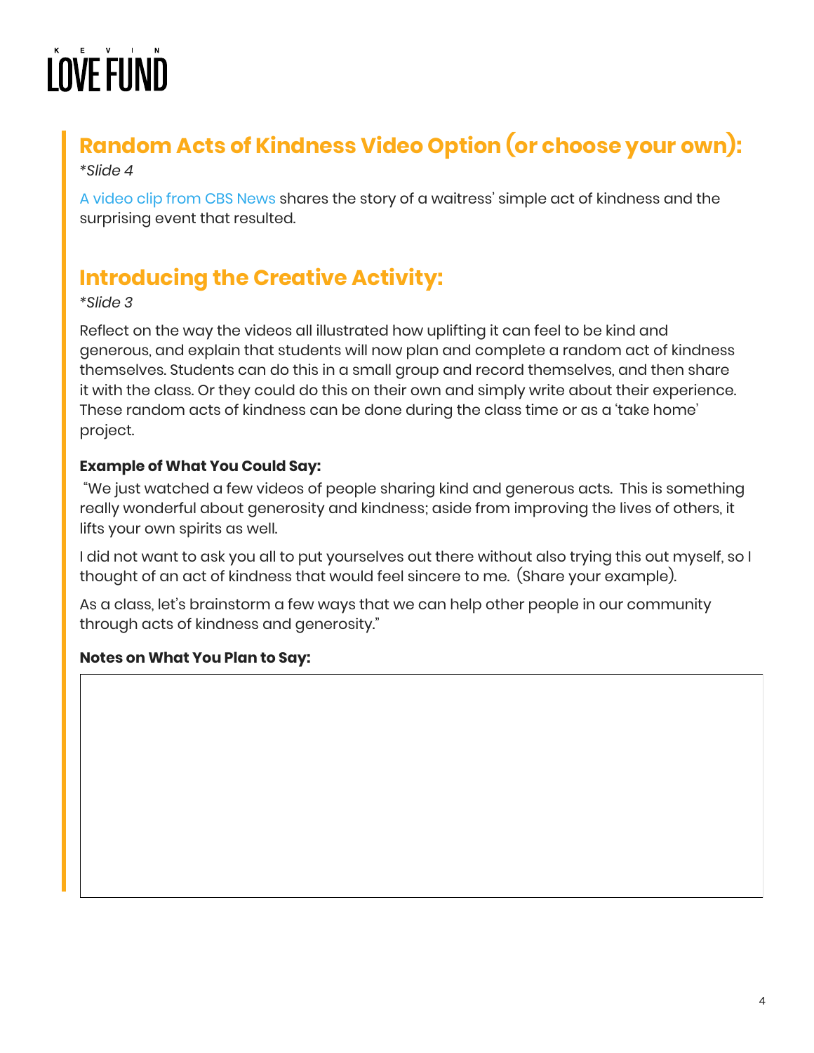## Random Acts of Kindness Video Option (or choose your own):

*\*Slide 4*

A video clip from CBS News shares the story of a waitress' simple act of kindness and the surprising event that resulted.

## Introducing the Creative Activity:

*\*Slide 3*

Reflect on the way the videos all illustrated how uplifting it can feel to be kind and generous, and explain that students will now plan and complete a random act of kindness themselves. Students can do this in a small group and record themselves, and then share it with the class. Or they could do this on their own and simply write about their experience. These random acts of kindness can be done during the class time or as a 'take home' project.

**Example of What You Could Say:**

"We just watched a few videos of people sharing kind and generous acts. This is something really wonderful about generosity and kindness; aside from improving the lives of others, it lifts your own spirits as well.

I did not want to ask you all to put yourselves out there without also trying this out myself, so I thought of an act of kindness that would feel sincere to me. (Share your example).

As a class, let's brainstorm a few ways that we can help other people in our community through acts of kindness and generosity."

**Notes on What You Plan to Say:**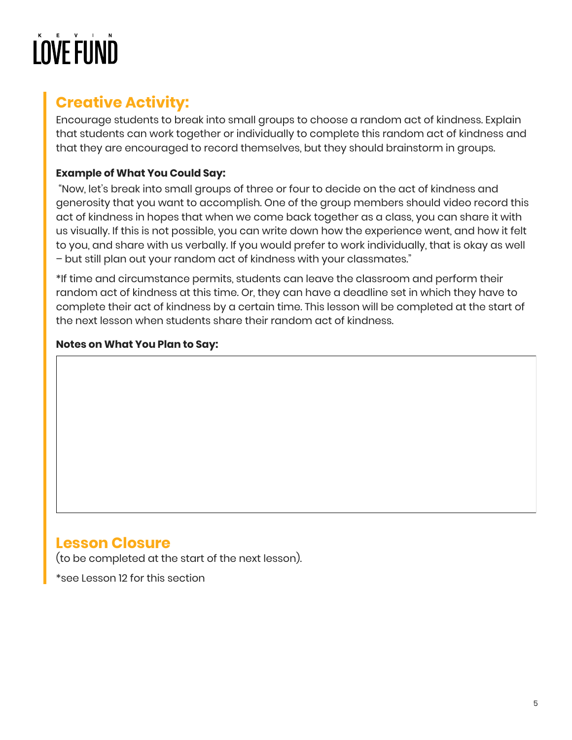## Creative Activity:

Encourage students to break into small groups to choose a random act of kindness. Explain that students can work together or individually to complete this random act of kindness and that they are encouraged to record themselves, but they should brainstorm in groups.

**Example of What You Could Say:**

"Now, let's break into small groups of three or four to decide on the act of kindness and generosity that you want to accomplish. One of the group members should video record this act of kindness in hopes that when we come back together as a class, you can share it with us visually. If this is not possible, you can write down how the experience went, and how it felt to you, and share with us verbally. If you would prefer to work individually, that is okay as well – but still plan out your random act of kindness with your classmates."

*If time and circumstance permits, students can leave the classroom and perform their random act of kindness at this time. Or, they can have a deadline set in which they have to complete their act of kindness by a certain time. This lesson will be completed at the start of the next lesson when students share their random act of kindness.

**Notes on What You Plan to Say:**

## Lesson Closure

(to be completed at the start of the next lesson).

*see Lesson 12 for this section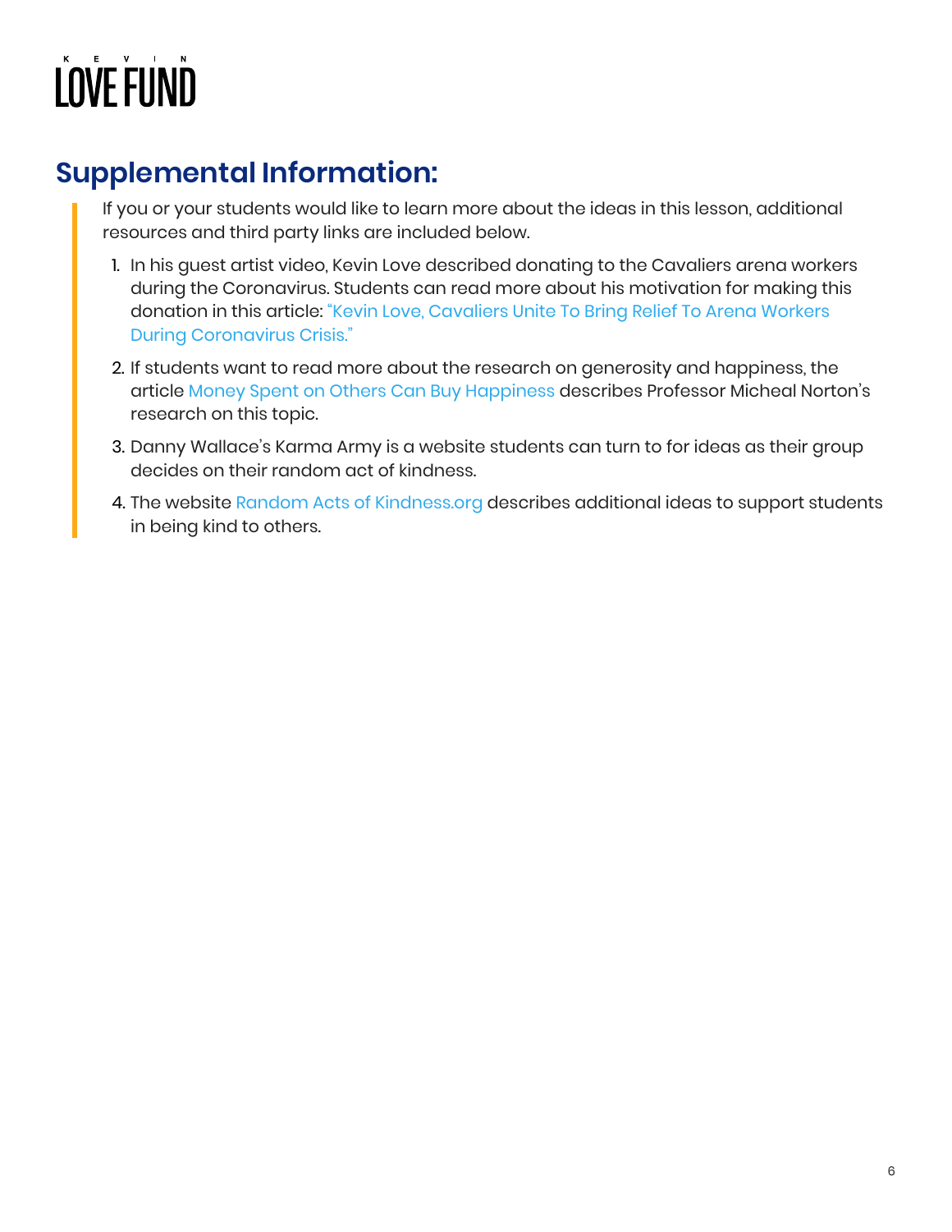# Supplemental Information:

If you or your students would like to learn more about the ideas in this lesson, additional resources and third party links are included below.

1. In his guest artist video, Kevin Love described donating to the Cavaliers arena workers during the Coronavirus. Students can read more about his motivation for making this donation in this article: "Kevin Love, Cavaliers Unite To Bring Relief To Arena Workers During Coronavirus Crisis."
2. If students want to read more about the research on generosity and happiness, the article Money Spent on Others Can Buy Happiness describes Professor Micheal Norton's research on this topic.
3. Danny Wallace's Karma Army is a website students can turn to for ideas as their group decides on their random act of kindness.
4. The website Random Acts of Kindness.org describes additional ideas to support students in being kind to others.